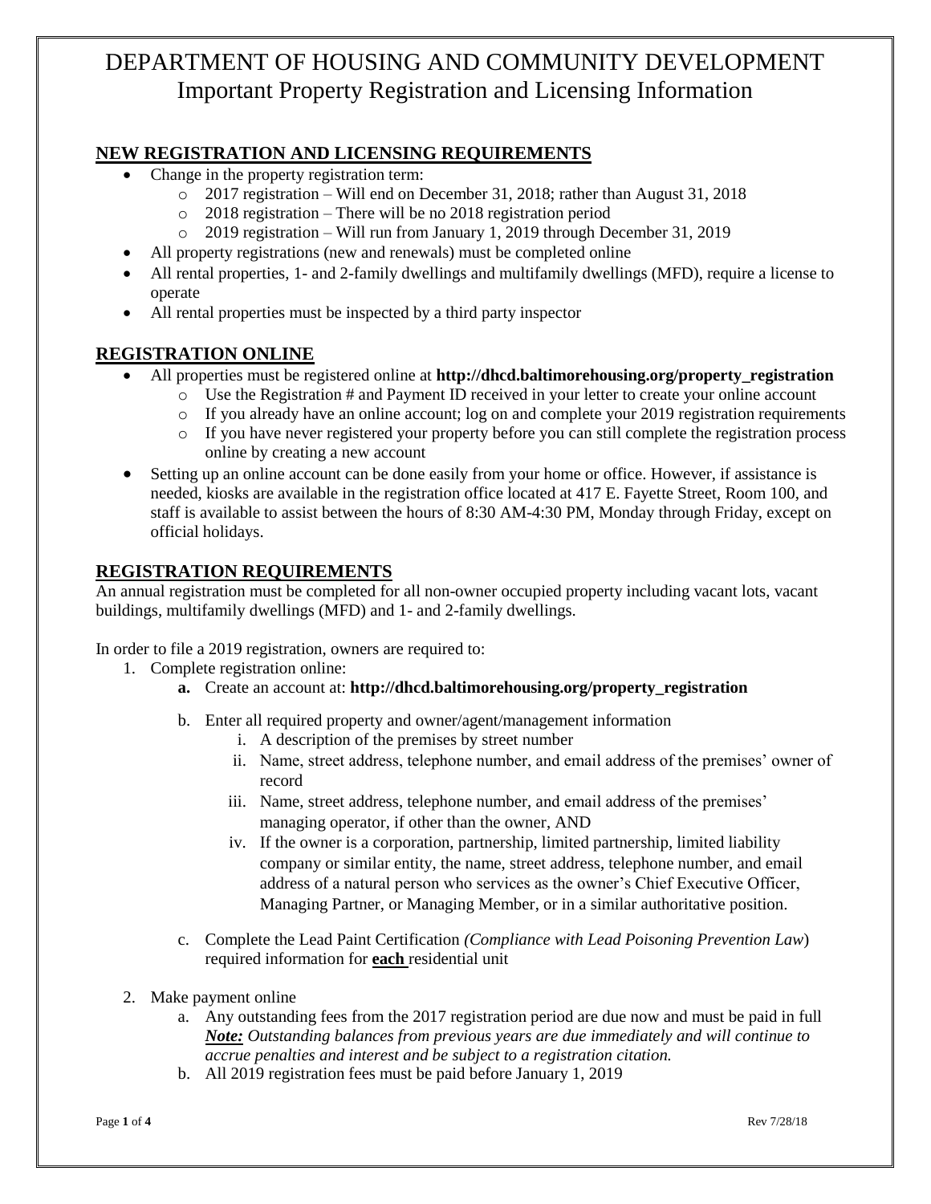# DEPARTMENT OF HOUSING AND COMMUNITY DEVELOPMENT
## Important Property Registration and Licensing Information

### NEW REGISTRATION AND LICENSING REQUIREMENTS

- Change in the property registration term:
  - 2017 registration – Will end on December 31, 2018; rather than August 31, 2018
  - 2018 registration – There will be no 2018 registration period
  - 2019 registration – Will run from January 1, 2019 through December 31, 2019
- All property registrations (new and renewals) must be completed online
- All rental properties, 1- and 2-family dwellings and multifamily dwellings (MFD), require a license to operate
- All rental properties must be inspected by a third party inspector

### REGISTRATION ONLINE

- All properties must be registered online at **http://dhcd.baltimorehousing.org/property_registration**
  - Use the Registration # and Payment ID received in your letter to create your online account
  - If you already have an online account; log on and complete your 2019 registration requirements
  - If you have never registered your property before you can still complete the registration process online by creating a new account
- Setting up an online account can be done easily from your home or office. However, if assistance is needed, kiosks are available in the registration office located at 417 E. Fayette Street, Room 100, and staff is available to assist between the hours of 8:30 AM-4:30 PM, Monday through Friday, except on official holidays.

### REGISTRATION REQUIREMENTS

An annual registration must be completed for all non-owner occupied property including vacant lots, vacant buildings, multifamily dwellings (MFD) and 1- and 2-family dwellings.

In order to file a 2019 registration, owners are required to:

1. Complete registration online:
   a. **Create an account at: http://dhcd.baltimorehousing.org/property_registration**
   b. Enter all required property and owner/agent/management information
      i. A description of the premises by street number
      ii. Name, street address, telephone number, and email address of the premises' owner of record
      iii. Name, street address, telephone number, and email address of the premises' managing operator, if other than the owner, AND
      iv. If the owner is a corporation, partnership, limited partnership, limited liability company or similar entity, the name, street address, telephone number, and email address of a natural person who services as the owner's Chief Executive Officer, Managing Partner, or Managing Member, or in a similar authoritative position.
   c. Complete the Lead Paint Certification *(Compliance with Lead Poisoning Prevention Law*) required information for **each** residential unit
2. Make payment online
   a. Any outstanding fees from the 2017 registration period are due now and must be paid in full
   ***Note:*** *Outstanding balances from previous years are due immediately and will continue to accrue penalties and interest and be subject to a registration citation.*
   b. All 2019 registration fees must be paid before January 1, 2019

Rev 7/28/18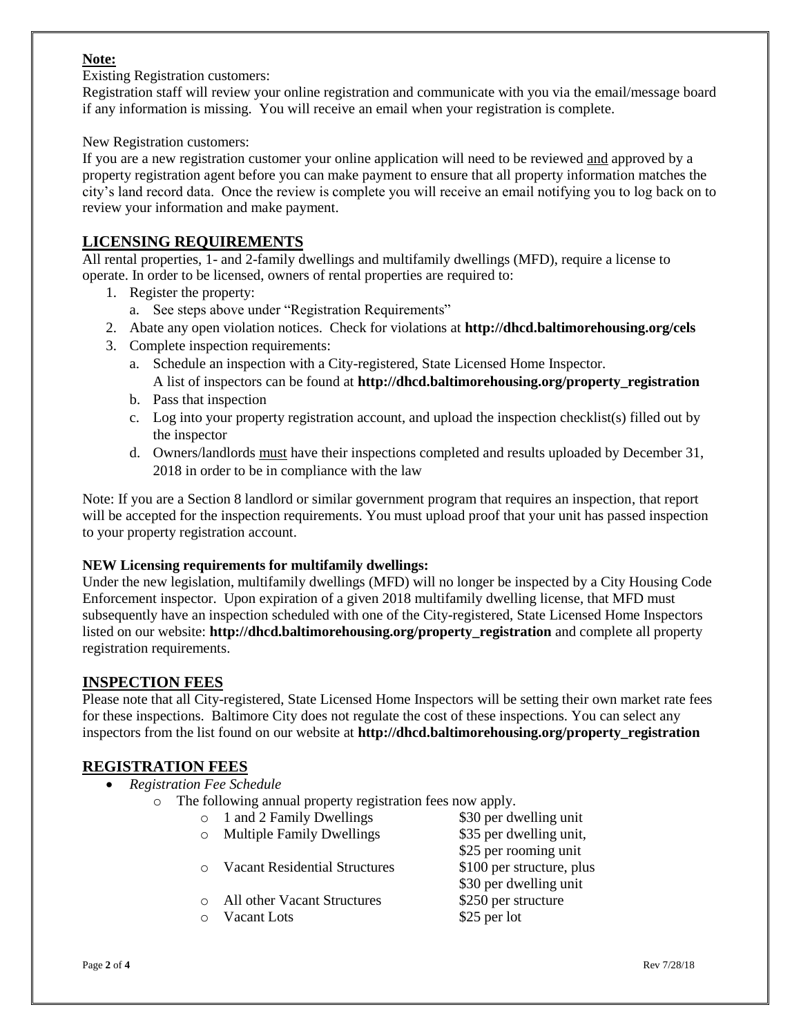**Note:**

Existing Registration customers:

Registration staff will review your online registration and communicate with you via the email/message board if any information is missing. You will receive an email when your registration is complete.

New Registration customers:

If you are a new registration customer your online application will need to be reviewed <u>and</u> approved by a property registration agent before you can make payment to ensure that all property information matches the city's land record data. Once the review is complete you will receive an email notifying you to log back on to review your information and make payment.

## LICENSING REQUIREMENTS

All rental properties, 1- and 2-family dwellings and multifamily dwellings (MFD), require a license to operate. In order to be licensed, owners of rental properties are required to:

1. Register the property:
   a. See steps above under "Registration Requirements"
2. Abate any open violation notices. Check for violations at **http://dhcd.baltimorehousing.org/cels**
3. Complete inspection requirements:
   a. Schedule an inspection with a City-registered, State Licensed Home Inspector. A list of inspectors can be found at **http://dhcd.baltimorehousing.org/property_registration**
   b. Pass that inspection
   c. Log into your property registration account, and upload the inspection checklist(s) filled out by the inspector
   d. Owners/landlords <u>must</u> have their inspections completed and results uploaded by December 31, 2018 in order to be in compliance with the law

Note: If you are a Section 8 landlord or similar government program that requires an inspection, that report will be accepted for the inspection requirements. You must upload proof that your unit has passed inspection to your property registration account.

**NEW Licensing requirements for multifamily dwellings:**

Under the new legislation, multifamily dwellings (MFD) will no longer be inspected by a City Housing Code Enforcement inspector. Upon expiration of a given 2018 multifamily dwelling license, that MFD must subsequently have an inspection scheduled with one of the City-registered, State Licensed Home Inspectors listed on our website: **http://dhcd.baltimorehousing.org/property_registration** and complete all property registration requirements.

## INSPECTION FEES

Please note that all City-registered, State Licensed Home Inspectors will be setting their own market rate fees for these inspections. Baltimore City does not regulate the cost of these inspections. You can select any inspectors from the list found on our website at **http://dhcd.baltimorehousing.org/property_registration**

## REGISTRATION FEES

- *Registration Fee Schedule*
  - The following annual property registration fees now apply.
    - 1 and 2 Family Dwellings — $30 per dwelling unit
    - Multiple Family Dwellings — $35 per dwelling unit, $25 per rooming unit
    - Vacant Residential Structures — $100 per structure, plus $30 per dwelling unit
    - All other Vacant Structures — $250 per structure
    - Vacant Lots — $25 per lot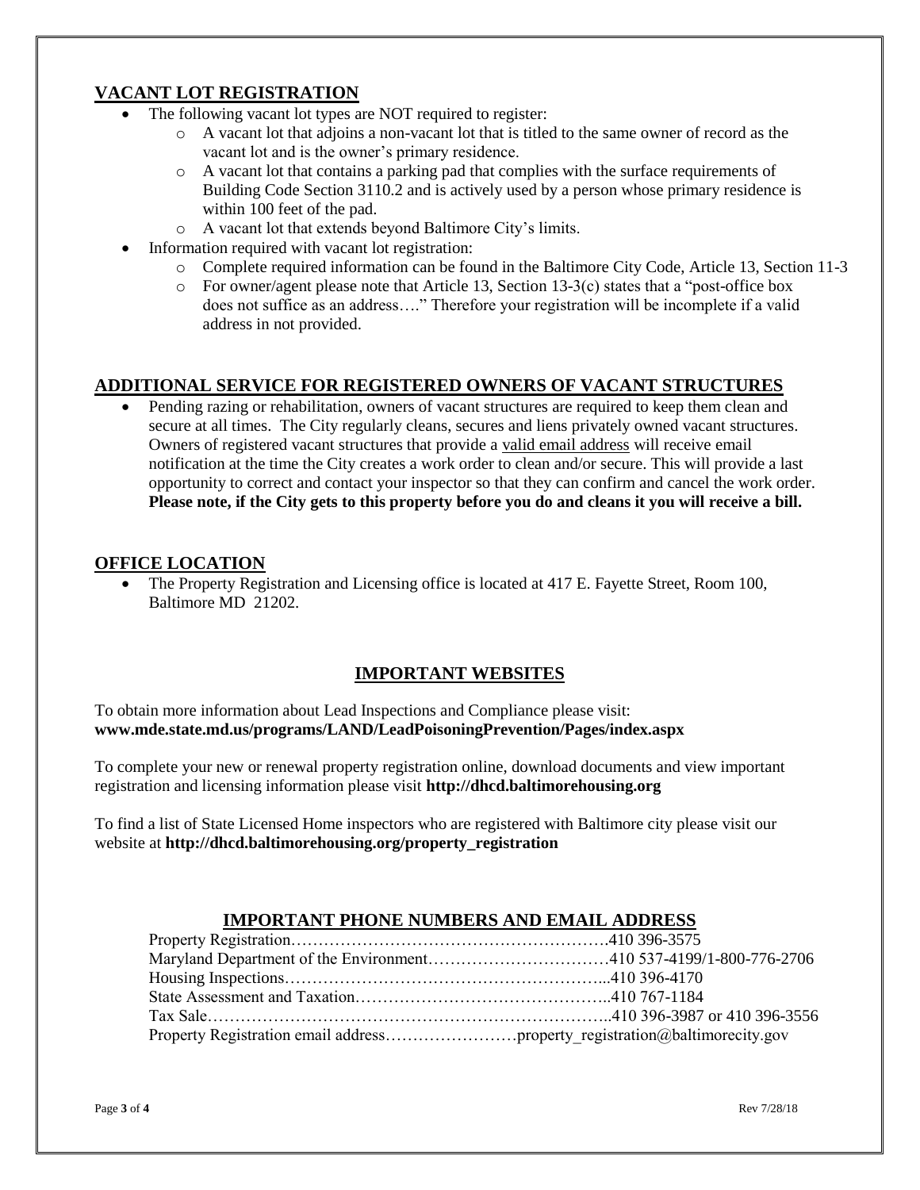## VACANT LOT REGISTRATION

- The following vacant lot types are NOT required to register:
  - A vacant lot that adjoins a non-vacant lot that is titled to the same owner of record as the vacant lot and is the owner's primary residence.
  - A vacant lot that contains a parking pad that complies with the surface requirements of Building Code Section 3110.2 and is actively used by a person whose primary residence is within 100 feet of the pad.
  - A vacant lot that extends beyond Baltimore City's limits.
- Information required with vacant lot registration:
  - Complete required information can be found in the Baltimore City Code, Article 13, Section 11-3
  - For owner/agent please note that Article 13, Section 13-3(c) states that a "post-office box does not suffice as an address…." Therefore your registration will be incomplete if a valid address in not provided.

## ADDITIONAL SERVICE FOR REGISTERED OWNERS OF VACANT STRUCTURES

- Pending razing or rehabilitation, owners of vacant structures are required to keep them clean and secure at all times. The City regularly cleans, secures and liens privately owned vacant structures. Owners of registered vacant structures that provide a valid email address will receive email notification at the time the City creates a work order to clean and/or secure. This will provide a last opportunity to correct and contact your inspector so that they can confirm and cancel the work order. **Please note, if the City gets to this property before you do and cleans it you will receive a bill.**

## OFFICE LOCATION

- The Property Registration and Licensing office is located at 417 E. Fayette Street, Room 100, Baltimore MD 21202.

## IMPORTANT WEBSITES

To obtain more information about Lead Inspections and Compliance please visit:
**www.mde.state.md.us/programs/LAND/LeadPoisoningPrevention/Pages/index.aspx**

To complete your new or renewal property registration online, download documents and view important registration and licensing information please visit **http://dhcd.baltimorehousing.org**

To find a list of State Licensed Home inspectors who are registered with Baltimore city please visit our website at **http://dhcd.baltimorehousing.org/property_registration**

## IMPORTANT PHONE NUMBERS AND EMAIL ADDRESS

Property Registration…………………………………………………410 396-3575
Maryland Department of the Environment……………………………410 537-4199/1-800-776-2706
Housing Inspections…………………………………………………...410 396-4170
State Assessment and Taxation………………………………………..410 767-1184
Tax Sale………………………………………………………………..410 396-3987 or 410 396-3556
Property Registration email address……………………property_registration@baltimorecity.gov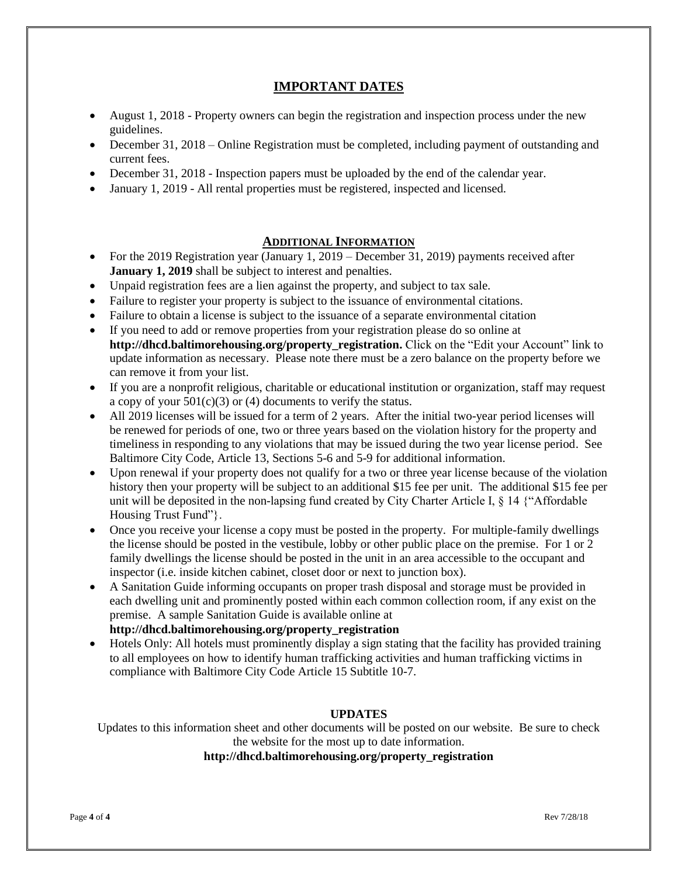## IMPORTANT DATES

- August 1, 2018 - Property owners can begin the registration and inspection process under the new guidelines.
- December 31, 2018 – Online Registration must be completed, including payment of outstanding and current fees.
- December 31, 2018 - Inspection papers must be uploaded by the end of the calendar year.
- January 1, 2019 - All rental properties must be registered, inspected and licensed.

## ADDITIONAL INFORMATION

- For the 2019 Registration year (January 1, 2019 – December 31, 2019) payments received after **January 1, 2019** shall be subject to interest and penalties.
- Unpaid registration fees are a lien against the property, and subject to tax sale.
- Failure to register your property is subject to the issuance of environmental citations.
- Failure to obtain a license is subject to the issuance of a separate environmental citation
- If you need to add or remove properties from your registration please do so online at **http://dhcd.baltimorehousing.org/property_registration.** Click on the "Edit your Account" link to update information as necessary. Please note there must be a zero balance on the property before we can remove it from your list.
- If you are a nonprofit religious, charitable or educational institution or organization, staff may request a copy of your 501(c)(3) or (4) documents to verify the status.
- All 2019 licenses will be issued for a term of 2 years. After the initial two-year period licenses will be renewed for periods of one, two or three years based on the violation history for the property and timeliness in responding to any violations that may be issued during the two year license period. See Baltimore City Code, Article 13, Sections 5-6 and 5-9 for additional information.
- Upon renewal if your property does not qualify for a two or three year license because of the violation history then your property will be subject to an additional $15 fee per unit. The additional $15 fee per unit will be deposited in the non-lapsing fund created by City Charter Article I, § 14 {"Affordable Housing Trust Fund"}.
- Once you receive your license a copy must be posted in the property. For multiple-family dwellings the license should be posted in the vestibule, lobby or other public place on the premise. For 1 or 2 family dwellings the license should be posted in the unit in an area accessible to the occupant and inspector (i.e. inside kitchen cabinet, closet door or next to junction box).
- A Sanitation Guide informing occupants on proper trash disposal and storage must be provided in each dwelling unit and prominently posted within each common collection room, if any exist on the premise. A sample Sanitation Guide is available online at **http://dhcd.baltimorehousing.org/property_registration**
- Hotels Only: All hotels must prominently display a sign stating that the facility has provided training to all employees on how to identify human trafficking activities and human trafficking victims in compliance with Baltimore City Code Article 15 Subtitle 10-7.

## UPDATES

Updates to this information sheet and other documents will be posted on our website. Be sure to check the website for the most up to date information.

**http://dhcd.baltimorehousing.org/property_registration**

Rev 7/28/18